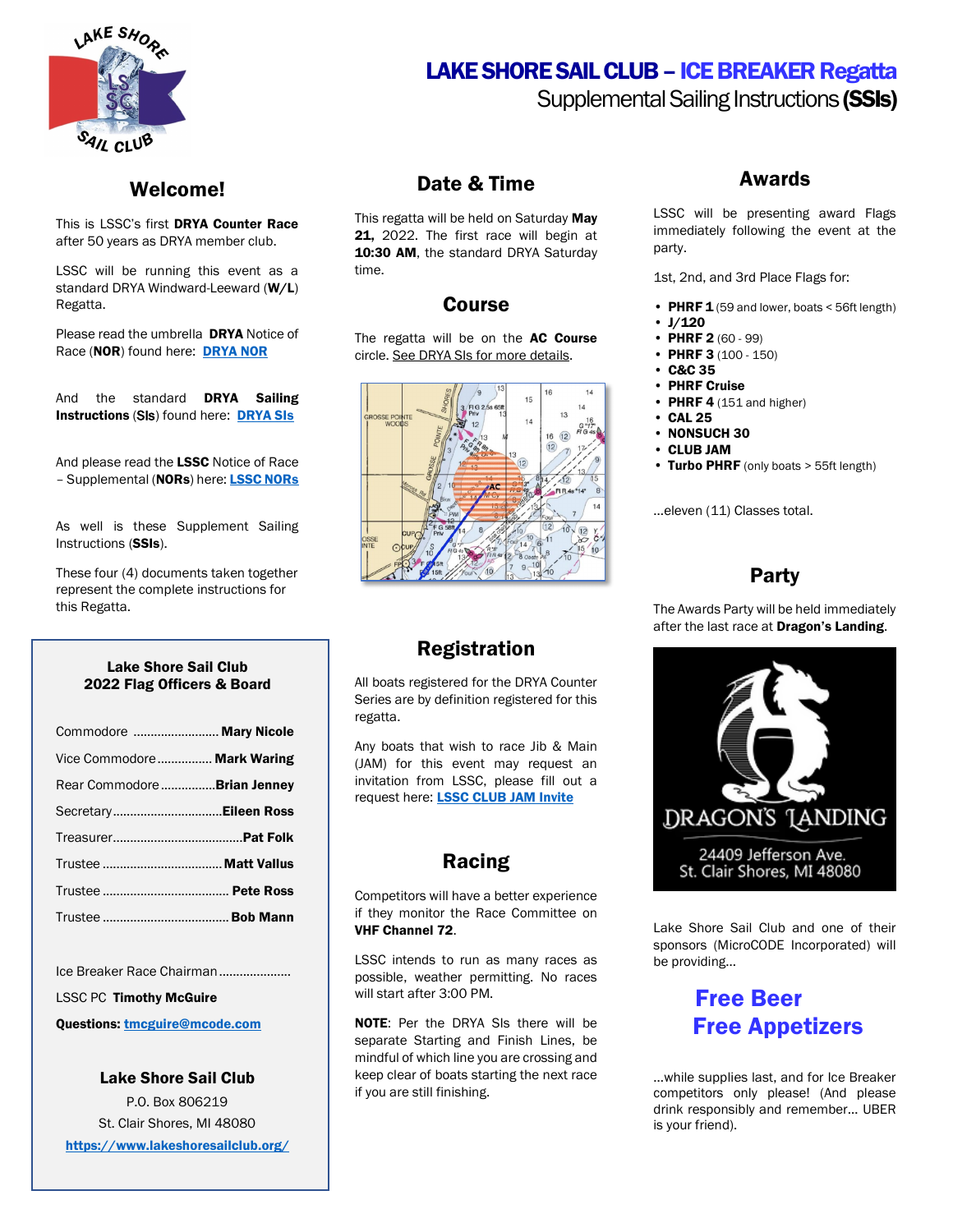# LAKE SHORE SAIL CLUB – ICE BREAKER Regatta

Supplemental Sailing Instructions **(SSIs)**

## Welcome!

This is LSSC's first **DRYA Counter Race** after 50 years as DRYA member club.

LSSC will be running this event as a standard DRYA Windward-Leeward (**W/L**) Regatta.

Please read the umbrella **DRYA** Notice of Race (**NOR**) found here: **DRYA NOR**

And the standard **DRYA Sailing Instructions** (**SIs**) found here: **DRYA SIs**

And please read the **LSSC** Notice of Race – Supplemental (**NORs**) here: **LSSC NORs**

As well is these Supplement Sailing Instructions (**SSIs**).

These four (4) documents taken together represent the complete instructions for this Regatta.

### Lake Shore Sail Club 2022 Flag Officers & Board

Commodore ......................... **Mary Nicole**

Vice Commodore ............... **Mark Waring**

Rear Commodore ............... **Brian Jenney**

Secretary ............................... **Eileen Ross**

Treasurer..................................... **Pat Folk**

Trustee .................................. **Matt Vallus**

Trustee .................................... **Pete Ross**

Trustee .................................... **Bob Mann**

Ice Breaker Race Chairman ....................

LSSC PC **Timothy McGuire**

**Questions: tmcguire@mcode.com**

### Lake Shore Sail Club

P.O. Box 806219

St. Clair Shores, MI 48080

**https://www.lakeshoresailclub.org/**

## Date & Time

This regatta will be held on Saturday **May 21,** 2022. The first race will begin at **10:30 AM**, the standard DRYA Saturday time.

## Course

The regatta will be on the **AC Course** circle. See DRYA SIs for more details.

## Registration

All boats registered for the DRYA Counter Series are by definition registered for this regatta.

Any boats that wish to race Jib & Main (JAM) for this event may request an invitation from LSSC, please fill out a request here: **LSSC CLUB JAM Invite**

## Racing

Competitors will have a better experience if they monitor the Race Committee on **VHF Channel 72**.

LSSC intends to run as many races as possible, weather permitting. No races will start after 3:00 PM.

**NOTE**: Per the DRYA SIs there will be separate Starting and Finish Lines, be mindful of which line you are crossing and keep clear of boats starting the next race if you are still finishing.

## Awards

LSSC will be presenting award Flags immediately following the event at the party.

1st, 2nd, and 3rd Place Flags for:

- **PHRF 1** (59 and lower, boats < 56ft length)
- **J/120**
- **PHRF 2** (60 - 99)
- **PHRF 3** (100 - 150)
- **C&C 35**
- **PHRF Cruise**
- **PHRF 4** (151 and higher)
- **CAL 25**
- **NONSUCH 30**
- **CLUB JAM**
- **Turbo PHRF** (only boats > 55ft length)

...eleven (11) Classes total.

## Party

The Awards Party will be held immediately after the last race at **Dragon's Landing**.

DRAGON'S LANDING

24409 Jefferson Ave.
St. Clair Shores, MI 48080

Lake Shore Sail Club and one of their sponsors (MicroCODE Incorporated) will be providing...

**Free Beer**
**Free Appetizers**

...while supplies last, and for Ice Breaker competitors only please! (And please drink responsibly and remember... UBER is your friend).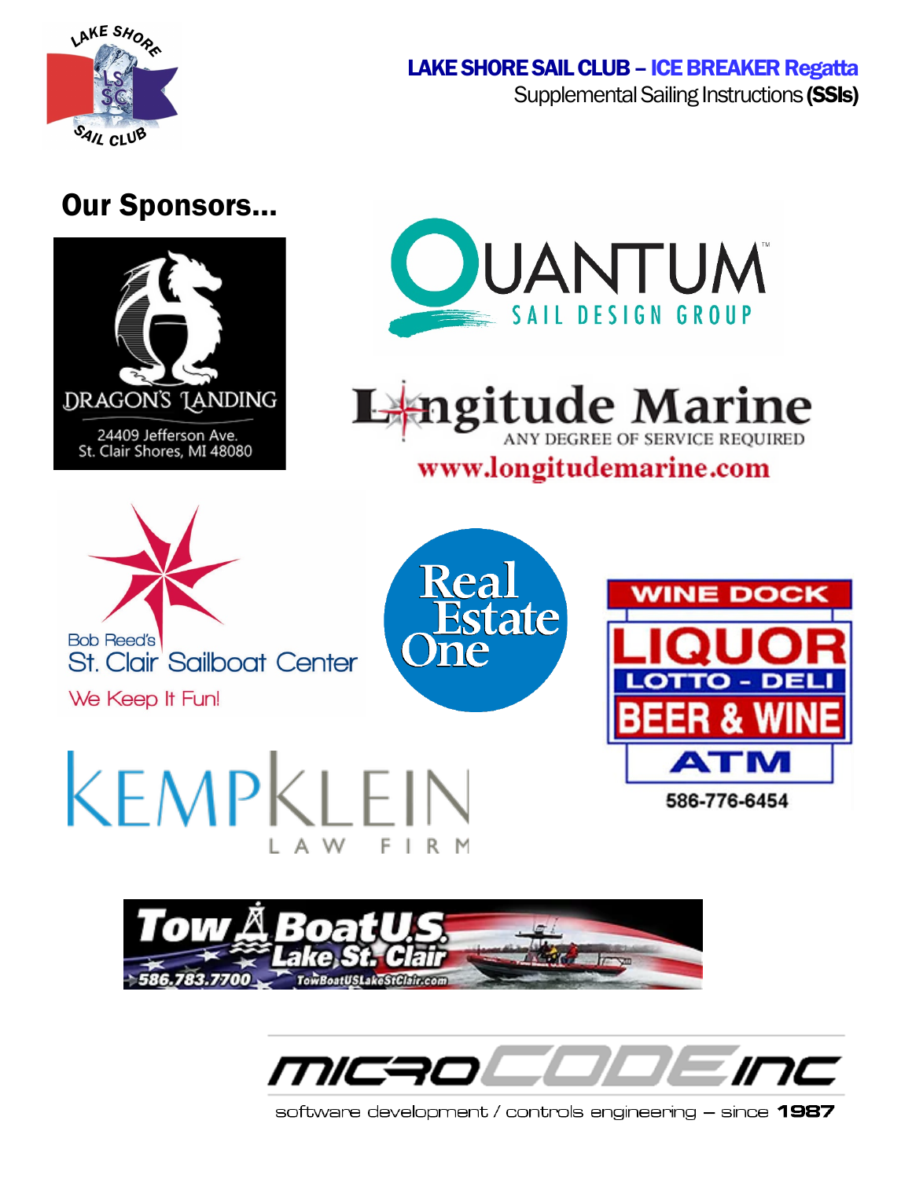## Our Sponsors...

DRAGON'S LANDING
24409 Jefferson Ave.
St. Clair Shores, MI 48080

QUANTUM
SAIL DESIGN GROUP

Longitude Marine
ANY DEGREE OF SERVICE REQUIRED
www.longitudemarine.com

Bob Reed's
St. Clair Sailboat Center
We Keep It Fun!

Real Estate One

WINE DOCK
LIQUOR
LOTTO - DELI
BEER & WINE
ATM
586-776-6454

KEMPKLEIN
LAW FIRM

Tow BoatU.S.
Lake St. Clair
586.783.7700
TowBoatUSLakeStClair.com

microCODEinc
software development / controls engineering – since 1987